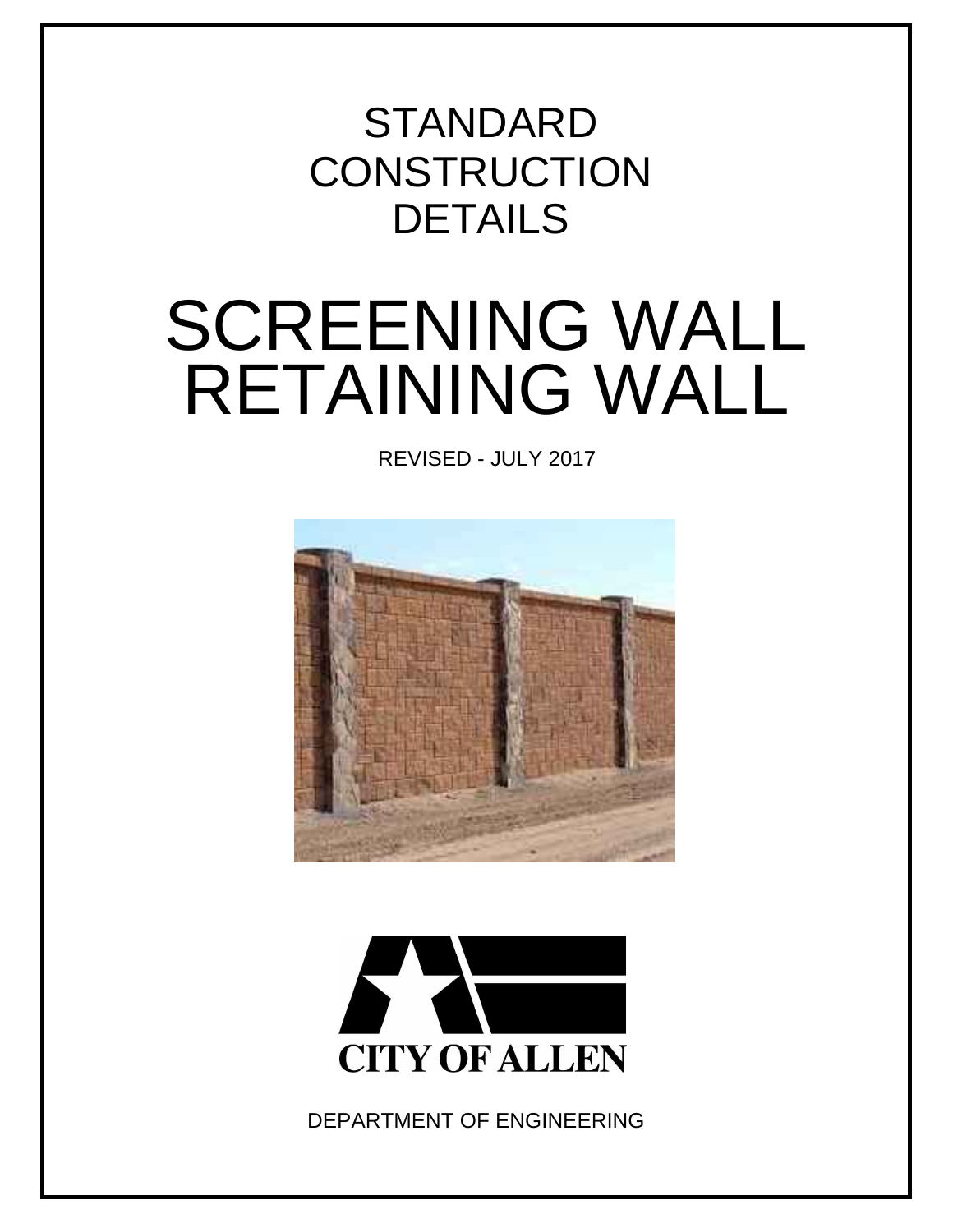# STANDARD CONSTRUCTION DETAILS

# SCREENING WALL RETAINING WALL

REVISED - JULY 2017

CITY OF ALLEN

DEPARTMENT OF ENGINEERING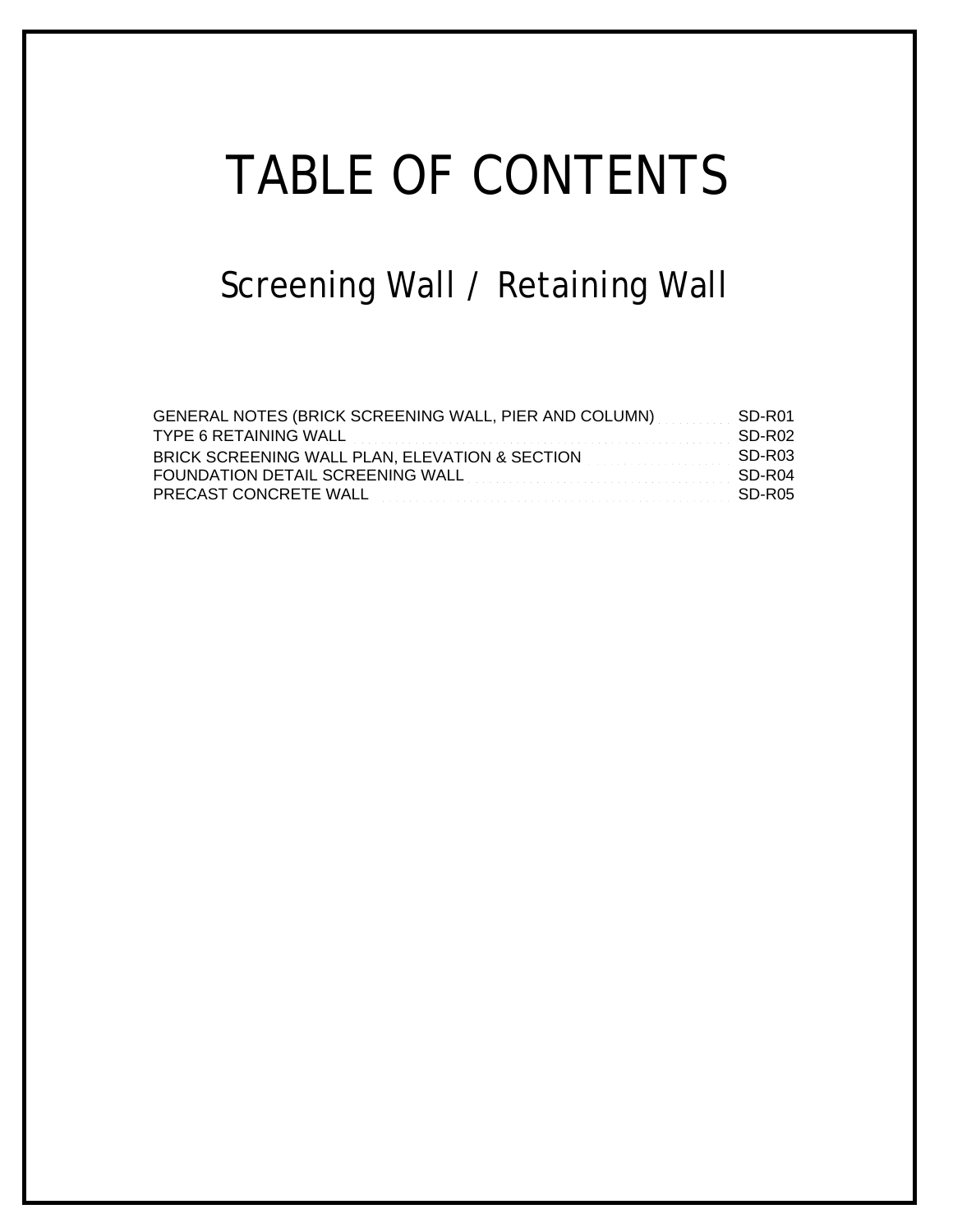# TABLE OF CONTENTS

## Screening Wall / Retaining Wall

| | |
|---|---|
| GENERAL NOTES (BRICK SCREENING WALL, PIER AND COLUMN) | SD-R01 |
| TYPE 6 RETAINING WALL | SD-R02 |
| BRICK SCREENING WALL PLAN, ELEVATION & SECTION | SD-R03 |
| FOUNDATION DETAIL SCREENING WALL | SD-R04 |
| PRECAST CONCRETE WALL | SD-R05 |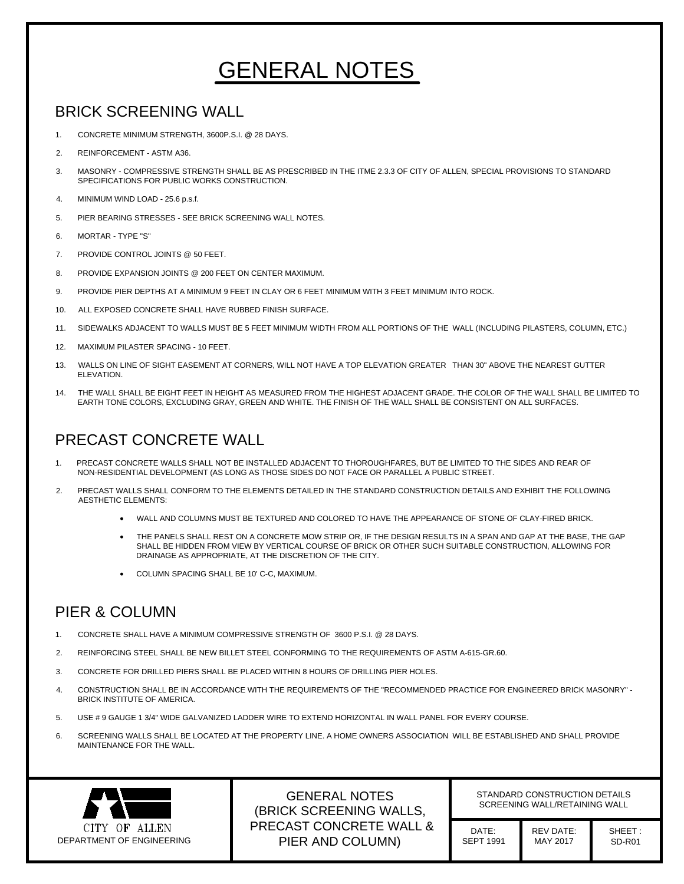# GENERAL NOTES

## BRICK SCREENING WALL

1. CONCRETE MINIMUM STRENGTH, 3600P.S.I. @ 28 DAYS.
2. REINFORCEMENT - ASTM A36.
3. MASONRY - COMPRESSIVE STRENGTH SHALL BE AS PRESCRIBED IN THE ITME 2.3.3 OF CITY OF ALLEN, SPECIAL PROVISIONS TO STANDARD SPECIFICATIONS FOR PUBLIC WORKS CONSTRUCTION.
4. MINIMUM WIND LOAD - 25.6 p.s.f.
5. PIER BEARING STRESSES - SEE BRICK SCREENING WALL NOTES.
6. MORTAR - TYPE "S"
7. PROVIDE CONTROL JOINTS @ 50 FEET.
8. PROVIDE EXPANSION JOINTS @ 200 FEET ON CENTER MAXIMUM.
9. PROVIDE PIER DEPTHS AT A MINIMUM 9 FEET IN CLAY OR 6 FEET MINIMUM WITH 3 FEET MINIMUM INTO ROCK.
10. ALL EXPOSED CONCRETE SHALL HAVE RUBBED FINISH SURFACE.
11. SIDEWALKS ADJACENT TO WALLS MUST BE 5 FEET MINIMUM WIDTH FROM ALL PORTIONS OF THE WALL (INCLUDING PILASTERS, COLUMN, ETC.)
12. MAXIMUM PILASTER SPACING - 10 FEET.
13. WALLS ON LINE OF SIGHT EASEMENT AT CORNERS, WILL NOT HAVE A TOP ELEVATION GREATER THAN 30" ABOVE THE NEAREST GUTTER ELEVATION.
14. THE WALL SHALL BE EIGHT FEET IN HEIGHT AS MEASURED FROM THE HIGHEST ADJACENT GRADE. THE COLOR OF THE WALL SHALL BE LIMITED TO EARTH TONE COLORS, EXCLUDING GRAY, GREEN AND WHITE. THE FINISH OF THE WALL SHALL BE CONSISTENT ON ALL SURFACES.

## PRECAST CONCRETE WALL

1. PRECAST CONCRETE WALLS SHALL NOT BE INSTALLED ADJACENT TO THOROUGHFARES, BUT BE LIMITED TO THE SIDES AND REAR OF NON-RESIDENTIAL DEVELOPMENT (AS LONG AS THOSE SIDES DO NOT FACE OR PARALLEL A PUBLIC STREET.
2. PRECAST WALLS SHALL CONFORM TO THE ELEMENTS DETAILED IN THE STANDARD CONSTRUCTION DETAILS AND EXHIBIT THE FOLLOWING AESTHETIC ELEMENTS:
   - WALL AND COLUMNS MUST BE TEXTURED AND COLORED TO HAVE THE APPEARANCE OF STONE OF CLAY-FIRED BRICK.
   - THE PANELS SHALL REST ON A CONCRETE MOW STRIP OR, IF THE DESIGN RESULTS IN A SPAN AND GAP AT THE BASE, THE GAP SHALL BE HIDDEN FROM VIEW BY VERTICAL COURSE OF BRICK OR OTHER SUCH SUITABLE CONSTRUCTION, ALLOWING FOR DRAINAGE AS APPROPRIATE, AT THE DISCRETION OF THE CITY.
   - COLUMN SPACING SHALL BE 10' C-C, MAXIMUM.

## PIER & COLUMN

1. CONCRETE SHALL HAVE A MINIMUM COMPRESSIVE STRENGTH OF 3600 P.S.I. @ 28 DAYS.
2. REINFORCING STEEL SHALL BE NEW BILLET STEEL CONFORMING TO THE REQUIREMENTS OF ASTM A-615-GR.60.
3. CONCRETE FOR DRILLED PIERS SHALL BE PLACED WITHIN 8 HOURS OF DRILLING PIER HOLES.
4. CONSTRUCTION SHALL BE IN ACCORDANCE WITH THE REQUIREMENTS OF THE "RECOMMENDED PRACTICE FOR ENGINEERED BRICK MASONRY" - BRICK INSTITUTE OF AMERICA.
5. USE # 9 GAUGE 1 3/4" WIDE GALVANIZED LADDER WIRE TO EXTEND HORIZONTAL IN WALL PANEL FOR EVERY COURSE.
6. SCREENING WALLS SHALL BE LOCATED AT THE PROPERTY LINE. A HOME OWNERS ASSOCIATION WILL BE ESTABLISHED AND SHALL PROVIDE MAINTENANCE FOR THE WALL.

| CITY OF ALLEN DEPARTMENT OF ENGINEERING | GENERAL NOTES (BRICK SCREENING WALLS, PRECAST CONCRETE WALL & PIER AND COLUMN) | STANDARD CONSTRUCTION DETAILS SCREENING WALL/RETAINING WALL | | |
|---|---|---|---|---|
| | | DATE: SEPT 1991 | REV DATE: MAY 2017 | SHEET : SD-R01 |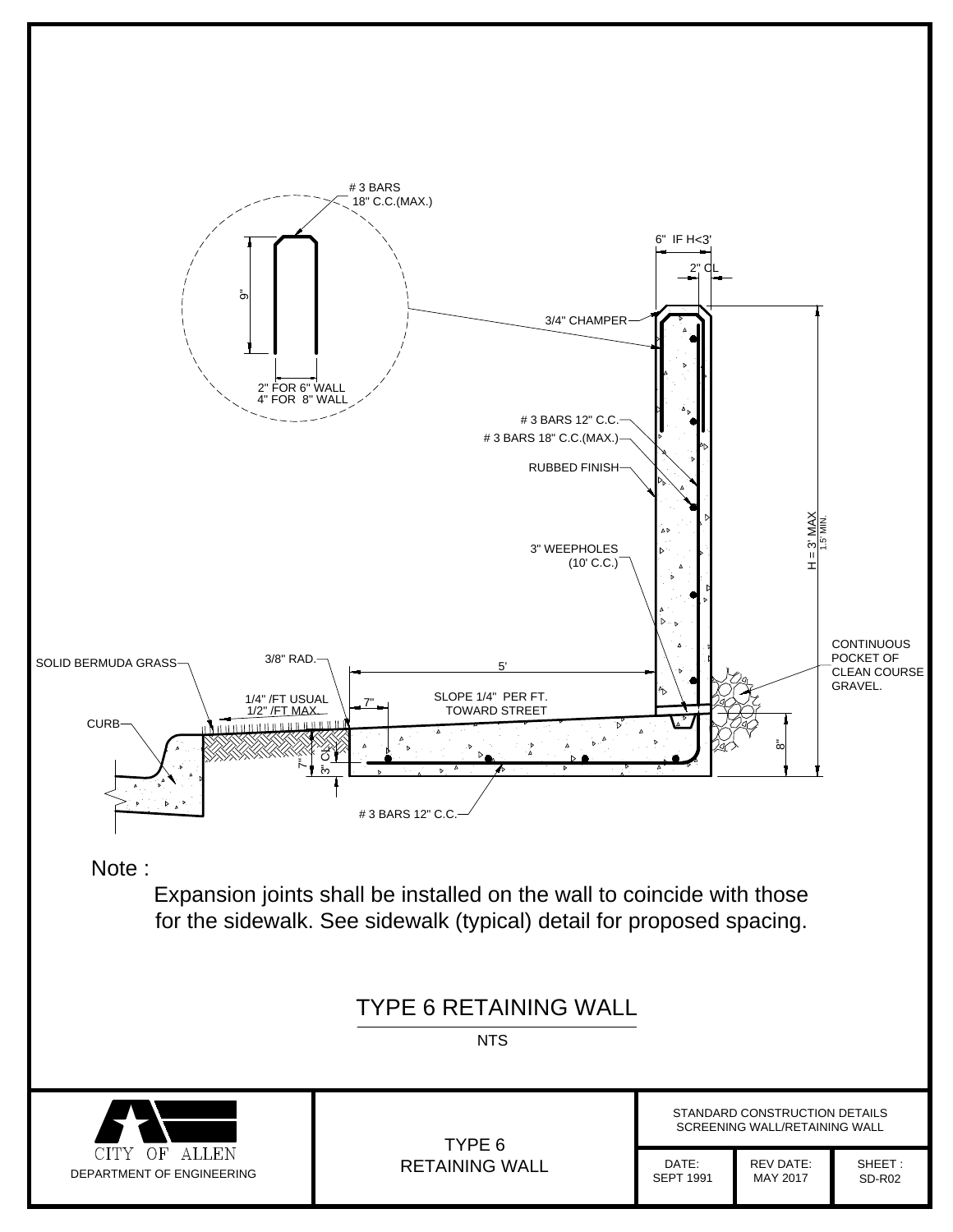\# 3 BARS
18" C.C.(MAX.)

9"

2" FOR 6" WALL
4" FOR 8" WALL

6" IF H<3'

2" CL

3/4" CHAMPER

\# 3 BARS 12" C.C.

\# 3 BARS 18" C.C.(MAX.)

RUBBED FINISH

3" WEEPHOLES
(10' C.C.)

H = 3' MAX
1.5' MIN.

CONTINUOUS POCKET OF CLEAN COURSE GRAVEL.

SOLID BERMUDA GRASS

3/8" RAD.

5'

1/4" /FT USUAL
1/2" /FT MAX.

7"

SLOPE 1/4" PER FT.
TOWARD STREET

CURB

7"

3" CL

8"

\# 3 BARS 12" C.C.

Note :

Expansion joints shall be installed on the wall to coincide with those for the sidewalk. See sidewalk (typical) detail for proposed spacing.

# TYPE 6 RETAINING WALL

NTS

| CITY OF ALLEN DEPARTMENT OF ENGINEERING | TYPE 6 RETAINING WALL | STANDARD CONSTRUCTION DETAILS SCREENING WALL/RETAINING WALL | | |
|---|---|---|---|---|
| | | DATE: SEPT 1991 | REV DATE: MAY 2017 | SHEET : SD-R02 |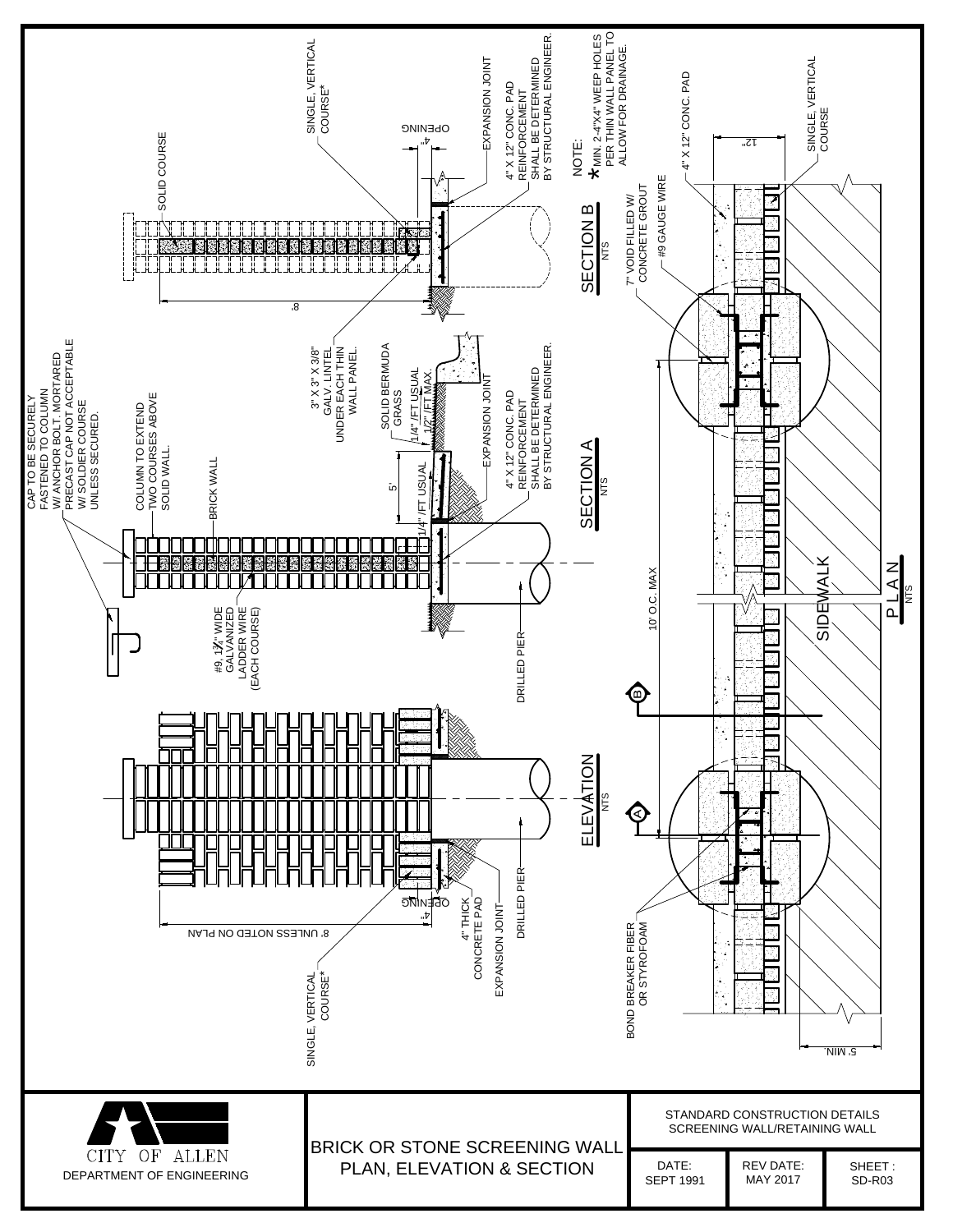# BRICK OR STONE SCREENING WALL PLAN, ELEVATION & SECTION

## ELEVATION
NTS

- CAP TO BE SECURELY FASTENED TO COLUMN W/ ANCHOR BOLT. MORTARED PRECAST CAP NOT ACCEPTABLE W/ SOLDIER COURSE UNLESS SECURED.
- COLUMN TO EXTEND TWO COURSES ABOVE SOLID WALL.
- BRICK WALL
- #9, 1¾" WIDE GALVANIZED LADDER WIRE (EACH COURSE)
- 8' UNLESS NOTED ON PLAN
- SINGLE, VERTICAL COURSE*
- 4" OPENING
- 4" THICK CONCRETE PAD
- EXPANSION JOINT
- DRILLED PIER

## SECTION A
NTS

- 3" X 3" X 3/8" GALV. LINTEL UNDER EACH THIN WALL PANEL.
- SOLID BERMUDA GRASS
- 1/4" /FT USUAL
- 1/2" /FT MAX.
- 5'
- 1/4" /FT USUAL
- EXPANSION JOINT
- 4" X 12" CONC. PAD REINFORCEMENT SHALL BE DETERMINED BY STRUCTURAL ENGINEER.
- DRILLED PIER

## SECTION B
NTS

- SOLID COURSE
- 8'
- SINGLE, VERTICAL COURSE*
- 4" OPENING
- EXPANSION JOINT
- 4" X 12" CONC. PAD REINFORCEMENT SHALL BE DETERMINED BY STRUCTURAL ENGINEER.

NOTE:
* MIN. 2-4"X4" WEEP HOLES PER THIN WALL PANEL TO ALLOW FOR DRAINAGE.

## PLAN
NTS

- 7" VOID FILLED W/ CONCRETE GROUT
- #9 GAUGE WIRE
- 4" X 12" CONC. PAD
- 12"
- SINGLE, VERTICAL COURSE
- 10' O.C. MAX
- SIDEWALK
- BOND BREAKER FIBER OR STYROFOAM
- 5' MIN.
- A
- B

---

CITY OF ALLEN
DEPARTMENT OF ENGINEERING

BRICK OR STONE SCREENING WALL PLAN, ELEVATION & SECTION

STANDARD CONSTRUCTION DETAILS SCREENING WALL/RETAINING WALL

| DATE: | REV DATE: | SHEET : |
|---|---|---|
| SEPT 1991 | MAY 2017 | SD-R03 |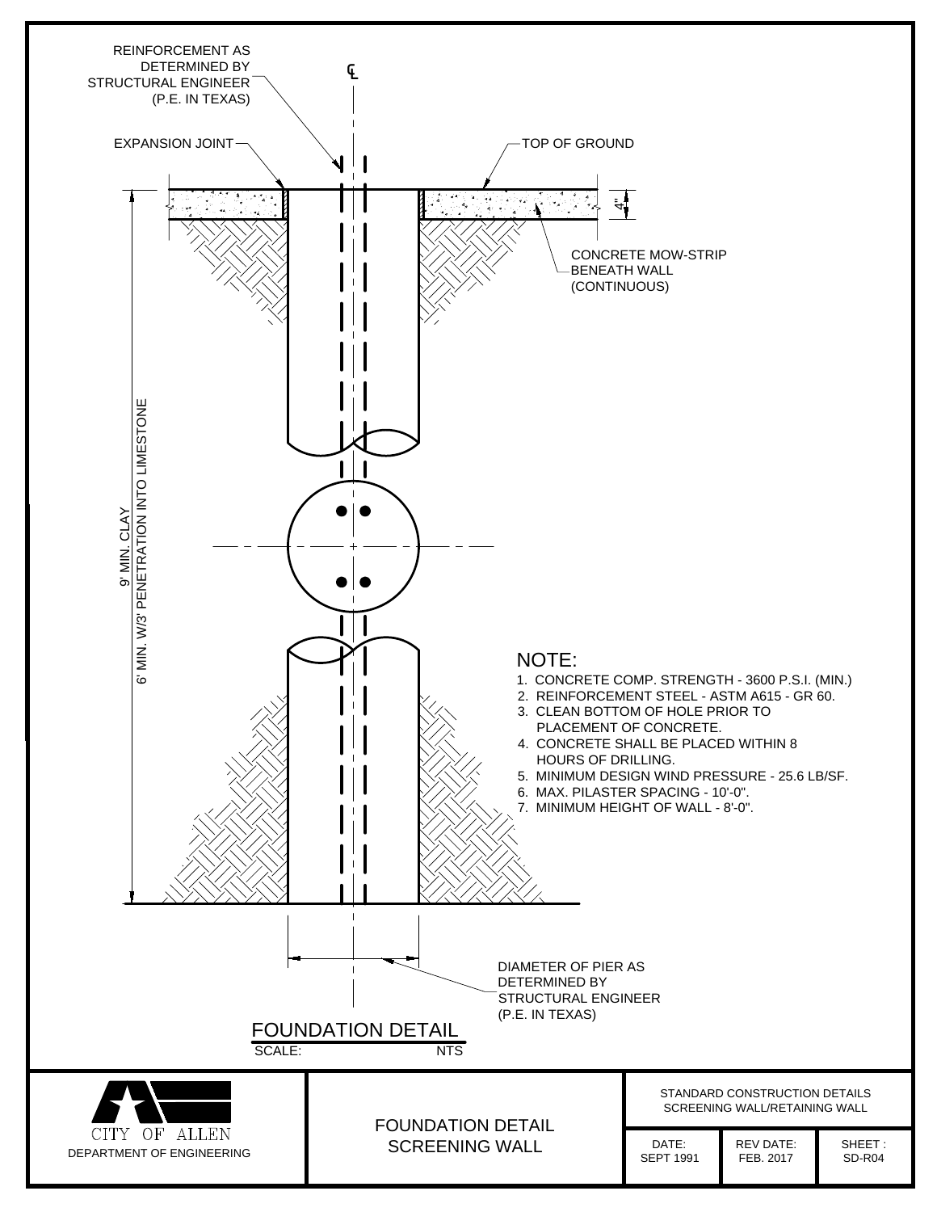REINFORCEMENT AS DETERMINED BY STRUCTURAL ENGINEER (P.E. IN TEXAS)

℄

EXPANSION JOINT

TOP OF GROUND

4"

CONCRETE MOW-STRIP BENEATH WALL (CONTINUOUS)

9' MIN. CLAY

6' MIN. W/3' PENETRATION INTO LIMESTONE

NOTE:

1. CONCRETE COMP. STRENGTH - 3600 P.S.I. (MIN.)
2. REINFORCEMENT STEEL - ASTM A615 - GR 60.
3. CLEAN BOTTOM OF HOLE PRIOR TO PLACEMENT OF CONCRETE.
4. CONCRETE SHALL BE PLACED WITHIN 8 HOURS OF DRILLING.
5. MINIMUM DESIGN WIND PRESSURE - 25.6 LB/SF.
6. MAX. PILASTER SPACING - 10'-0".
7. MINIMUM HEIGHT OF WALL - 8'-0".

DIAMETER OF PIER AS DETERMINED BY STRUCTURAL ENGINEER (P.E. IN TEXAS)

## FOUNDATION DETAIL

SCALE: NTS

| CITY OF ALLEN<br>DEPARTMENT OF ENGINEERING | FOUNDATION DETAIL<br>SCREENING WALL | STANDARD CONSTRUCTION DETAILS<br>SCREENING WALL/RETAINING WALL | | |
|---|---|---|---|---|
| | | DATE:<br>SEPT 1991 | REV DATE:<br>FEB. 2017 | SHEET :<br>SD-R04 |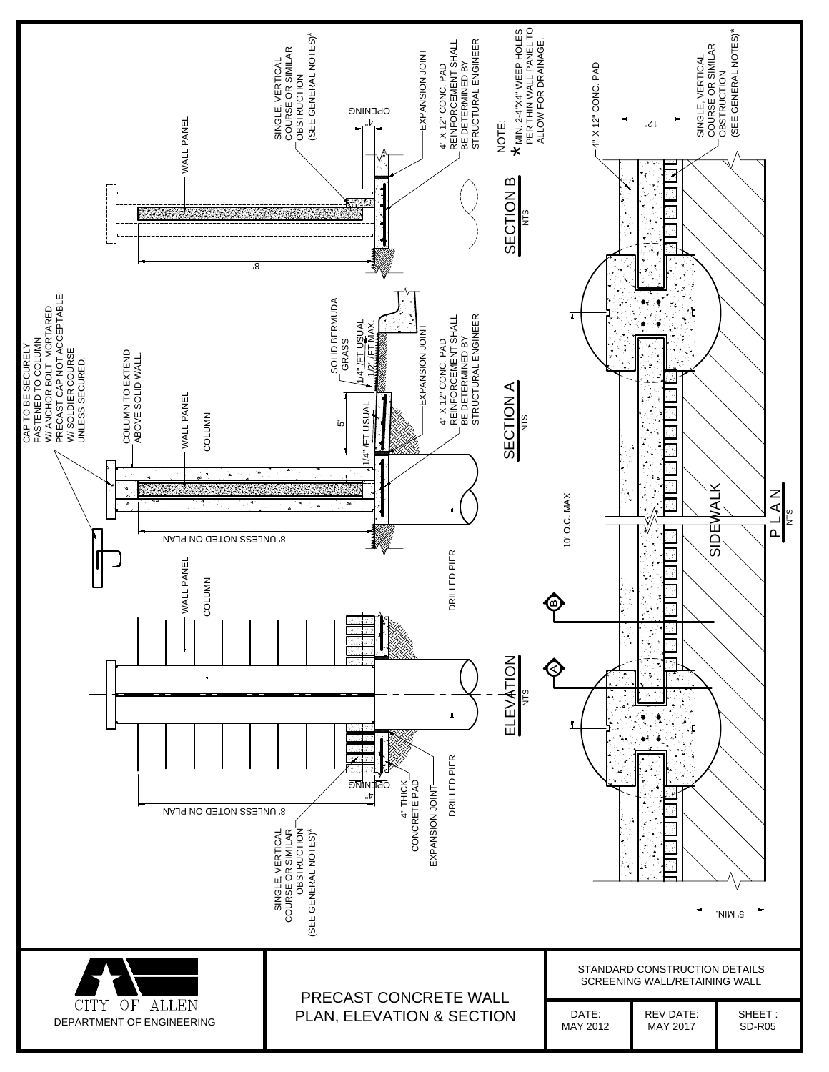CAP TO BE SECURELY FASTENED TO COLUMN W/ ANCHOR BOLT. MORTARED PRECAST CAP NOT ACCEPTABLE W/ SOLDIER COURSE UNLESS SECURED.

COLUMN TO EXTEND ABOVE SOLID WALL.

WALL PANEL

COLUMN

WALL PANEL

COLUMN

8' UNLESS NOTED ON PLAN

SINGLE, VERTICAL COURSE OR SIMILAR OBSTRUCTION (SEE GENERAL NOTES)*

OPENING 4"

4" THICK CONCRETE PAD

EXPANSION JOINT

DRILLED PIER

## ELEVATION
NTS

8' UNLESS NOTED ON PLAN

5'

1/4" /FT USUAL

SOLID BERMUDA GRASS

1/4" /FT USUAL

1/2" /FT MAX.

EXPANSION JOINT

4" X 12" CONC. PAD REINFORCEMENT SHALL BE DETERMINED BY STRUCTURAL ENGINEER

DRILLED PIER

## SECTION A
NTS

WALL PANEL

8'

SINGLE, VERTICAL COURSE OR SIMILAR OBSTRUCTION (SEE GENERAL NOTES)*

OPENING 4"

EXPANSION JOINT

4" X 12" CONC. PAD REINFORCEMENT SHALL BE DETERMINED BY STRUCTURAL ENGINEER

## SECTION B
NTS

NOTE:
* MIN. 2-4"X4" WEEP HOLES PER THIN WALL PANEL TO ALLOW FOR DRAINAGE.

4" X 12" CONC. PAD

12"

SINGLE, VERTICAL COURSE OR SIMILAR OBSTRUCTION (SEE GENERAL NOTES)*

10' O.C. MAX

SIDEWALK

5' MIN.

A

B

## PLAN
NTS

CITY OF ALLEN
DEPARTMENT OF ENGINEERING

PRECAST CONCRETE WALL PLAN, ELEVATION & SECTION

STANDARD CONSTRUCTION DETAILS
SCREENING WALL/RETAINING WALL

| DATE: | REV DATE: | SHEET : |
|---|---|---|
| MAY 2012 | MAY 2017 | SD-R05 |